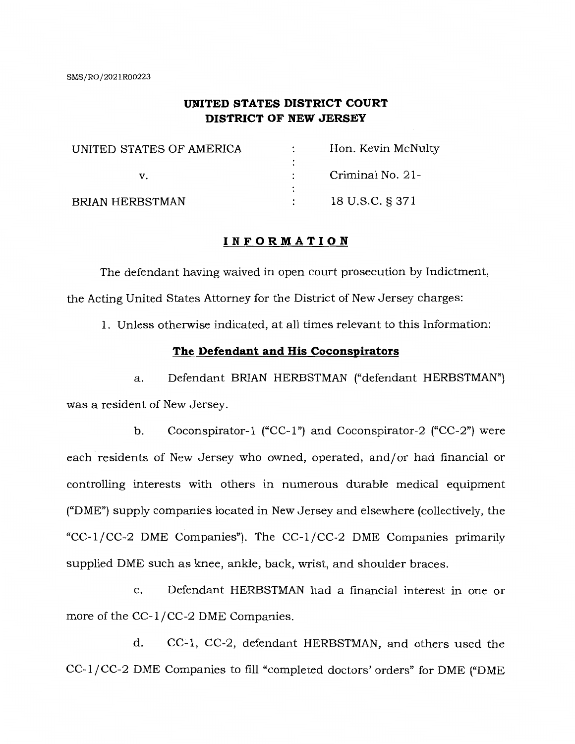SMS/RO/2021R00223

**UNITED STATES DISTRICT COURT**
**DISTRICT OF NEW JERSEY**

| | | |
|---|---|---|
| UNITED STATES OF AMERICA | : | Hon. Kevin McNulty |
| v. | : | Criminal No. 21- |
| BRIAN HERBSTMAN | : | 18 U.S.C. § 371 |

## INFORMATION

The defendant having waived in open court prosecution by Indictment, the Acting United States Attorney for the District of New Jersey charges:

1. Unless otherwise indicated, at all times relevant to this Information:

### The Defendant and His Coconspirators

a. Defendant BRIAN HERBSTMAN ("defendant HERBSTMAN") was a resident of New Jersey.

b. Coconspirator-1 ("CC-1") and Coconspirator-2 ("CC-2") were each residents of New Jersey who owned, operated, and/or had financial or controlling interests with others in numerous durable medical equipment ("DME") supply companies located in New Jersey and elsewhere (collectively, the "CC-1/CC-2 DME Companies"). The CC-1/CC-2 DME Companies primarily supplied DME such as knee, ankle, back, wrist, and shoulder braces.

c. Defendant HERBSTMAN had a financial interest in one or more of the CC-1/CC-2 DME Companies.

d. CC-1, CC-2, defendant HERBSTMAN, and others used the CC-1/CC-2 DME Companies to fill "completed doctors' orders" for DME ("DME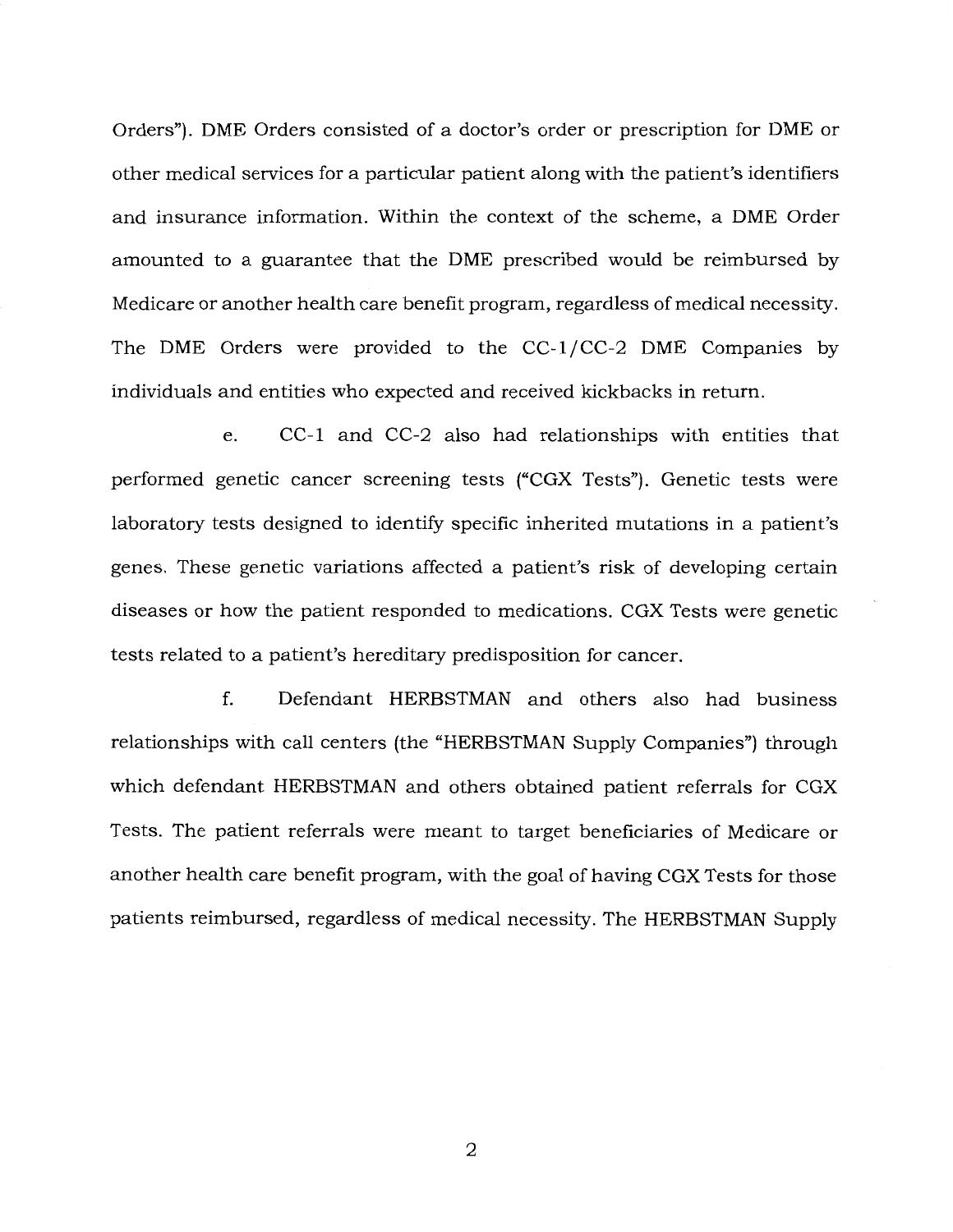Orders"). DME Orders consisted of a doctor's order or prescription for DME or other medical services for a particular patient along with the patient's identifiers and insurance information. Within the context of the scheme, a DME Order amounted to a guarantee that the DME prescribed would be reimbursed by Medicare or another health care benefit program, regardless of medical necessity. The DME Orders were provided to the CC-1/CC-2 DME Companies by individuals and entities who expected and received kickbacks in return.

e. CC-1 and CC-2 also had relationships with entities that performed genetic cancer screening tests ("CGX Tests"). Genetic tests were laboratory tests designed to identify specific inherited mutations in a patient's genes. These genetic variations affected a patient's risk of developing certain diseases or how the patient responded to medications. CGX Tests were genetic tests related to a patient's hereditary predisposition for cancer.

f. Defendant HERBSTMAN and others also had business relationships with call centers (the "HERBSTMAN Supply Companies") through which defendant HERBSTMAN and others obtained patient referrals for CGX Tests. The patient referrals were meant to target beneficiaries of Medicare or another health care benefit program, with the goal of having CGX Tests for those patients reimbursed, regardless of medical necessity. The HERBSTMAN Supply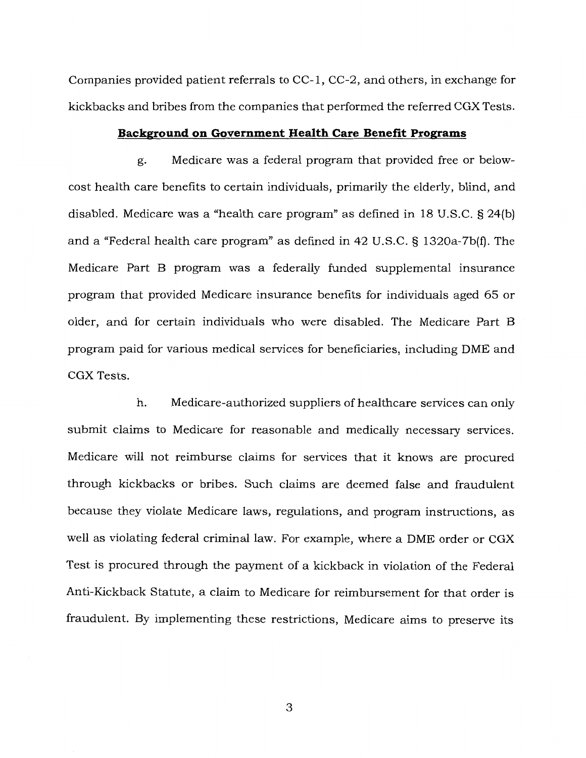Companies provided patient referrals to CC-1, CC-2, and others, in exchange for kickbacks and bribes from the companies that performed the referred CGX Tests.

**Background on Government Health Care Benefit Programs**

g. Medicare was a federal program that provided free or below-cost health care benefits to certain individuals, primarily the elderly, blind, and disabled. Medicare was a "health care program" as defined in 18 U.S.C. § 24(b) and a "Federal health care program" as defined in 42 U.S.C. § 1320a-7b(f). The Medicare Part B program was a federally funded supplemental insurance program that provided Medicare insurance benefits for individuals aged 65 or older, and for certain individuals who were disabled. The Medicare Part B program paid for various medical services for beneficiaries, including DME and CGX Tests.

h. Medicare-authorized suppliers of healthcare services can only submit claims to Medicare for reasonable and medically necessary services. Medicare will not reimburse claims for services that it knows are procured through kickbacks or bribes. Such claims are deemed false and fraudulent because they violate Medicare laws, regulations, and program instructions, as well as violating federal criminal law. For example, where a DME order or CGX Test is procured through the payment of a kickback in violation of the Federal Anti-Kickback Statute, a claim to Medicare for reimbursement for that order is fraudulent. By implementing these restrictions, Medicare aims to preserve its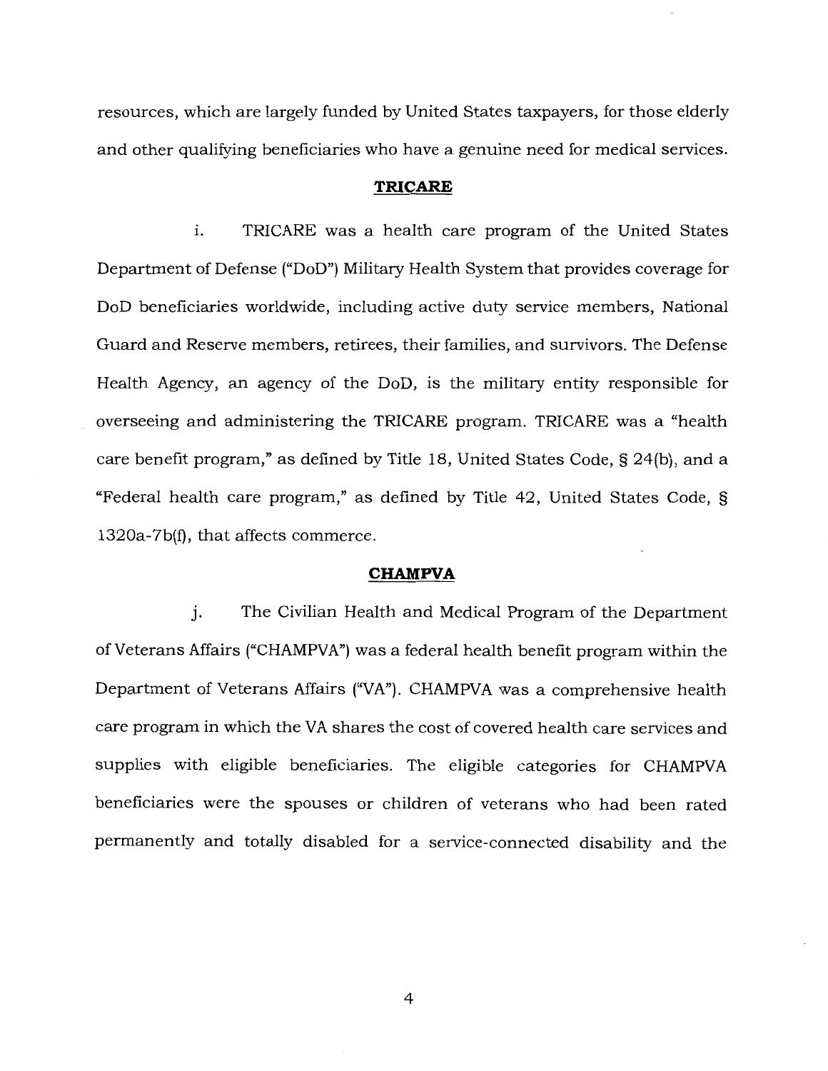resources, which are largely funded by United States taxpayers, for those elderly and other qualifying beneficiaries who have a genuine need for medical services.

**TRICARE**

i. TRICARE was a health care program of the United States Department of Defense ("DoD") Military Health System that provides coverage for DoD beneficiaries worldwide, including active duty service members, National Guard and Reserve members, retirees, their families, and survivors. The Defense Health Agency, an agency of the DoD, is the military entity responsible for overseeing and administering the TRICARE program. TRICARE was a "health care benefit program," as defined by Title 18, United States Code, § 24(b), and a "Federal health care program," as defined by Title 42, United States Code, § 1320a-7b(f), that affects commerce.

**CHAMPVA**

j. The Civilian Health and Medical Program of the Department of Veterans Affairs ("CHAMPVA") was a federal health benefit program within the Department of Veterans Affairs ("VA"). CHAMPVA was a comprehensive health care program in which the VA shares the cost of covered health care services and supplies with eligible beneficiaries. The eligible categories for CHAMPVA beneficiaries were the spouses or children of veterans who had been rated permanently and totally disabled for a service-connected disability and the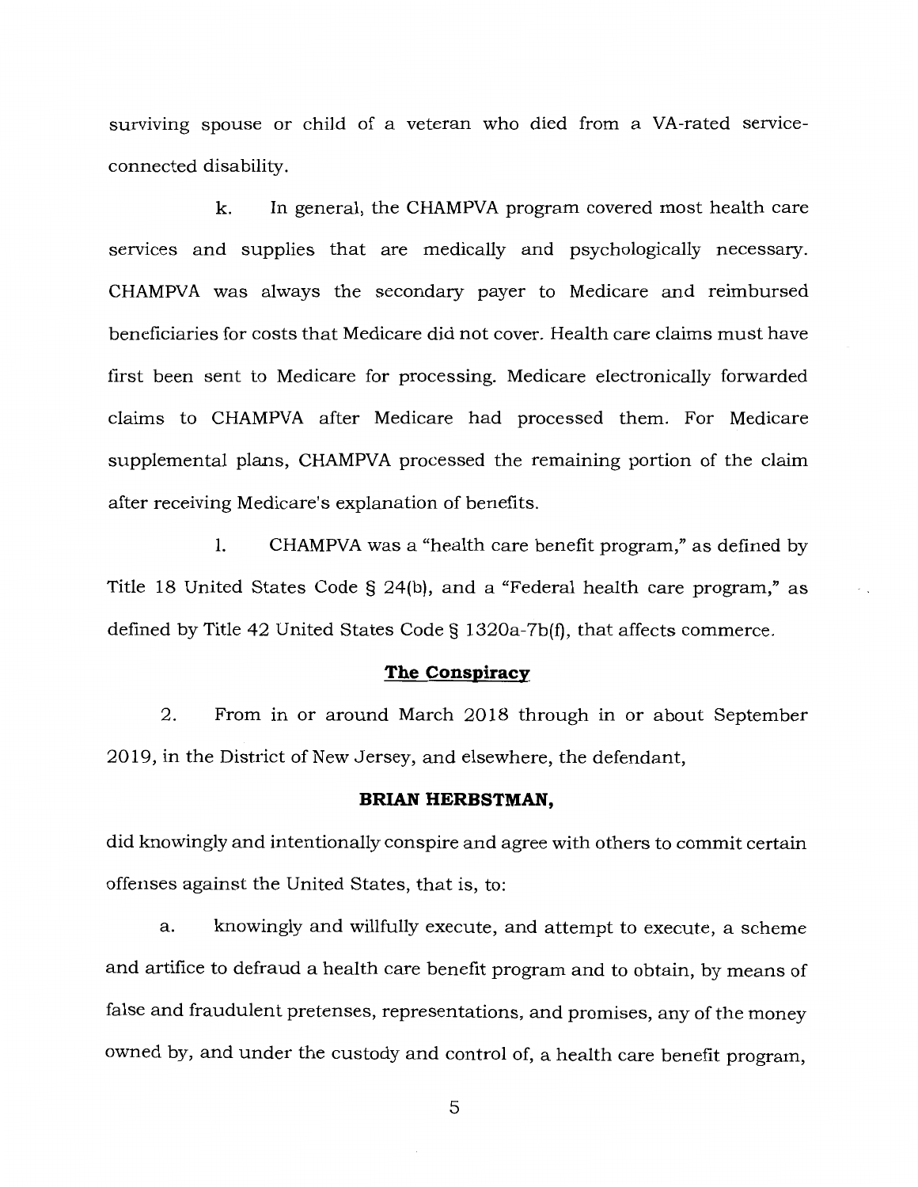surviving spouse or child of a veteran who died from a VA-rated service-connected disability.

k. In general, the CHAMPVA program covered most health care services and supplies that are medically and psychologically necessary. CHAMPVA was always the secondary payer to Medicare and reimbursed beneficiaries for costs that Medicare did not cover. Health care claims must have first been sent to Medicare for processing. Medicare electronically forwarded claims to CHAMPVA after Medicare had processed them. For Medicare supplemental plans, CHAMPVA processed the remaining portion of the claim after receiving Medicare's explanation of benefits.

l. CHAMPVA was a "health care benefit program," as defined by Title 18 United States Code § 24(b), and a "Federal health care program," as defined by Title 42 United States Code § 1320a-7b(f), that affects commerce.

**The Conspiracy**

2. From in or around March 2018 through in or about September 2019, in the District of New Jersey, and elsewhere, the defendant,

**BRIAN HERBSTMAN,**

did knowingly and intentionally conspire and agree with others to commit certain offenses against the United States, that is, to:

a. knowingly and willfully execute, and attempt to execute, a scheme and artifice to defraud a health care benefit program and to obtain, by means of false and fraudulent pretenses, representations, and promises, any of the money owned by, and under the custody and control of, a health care benefit program,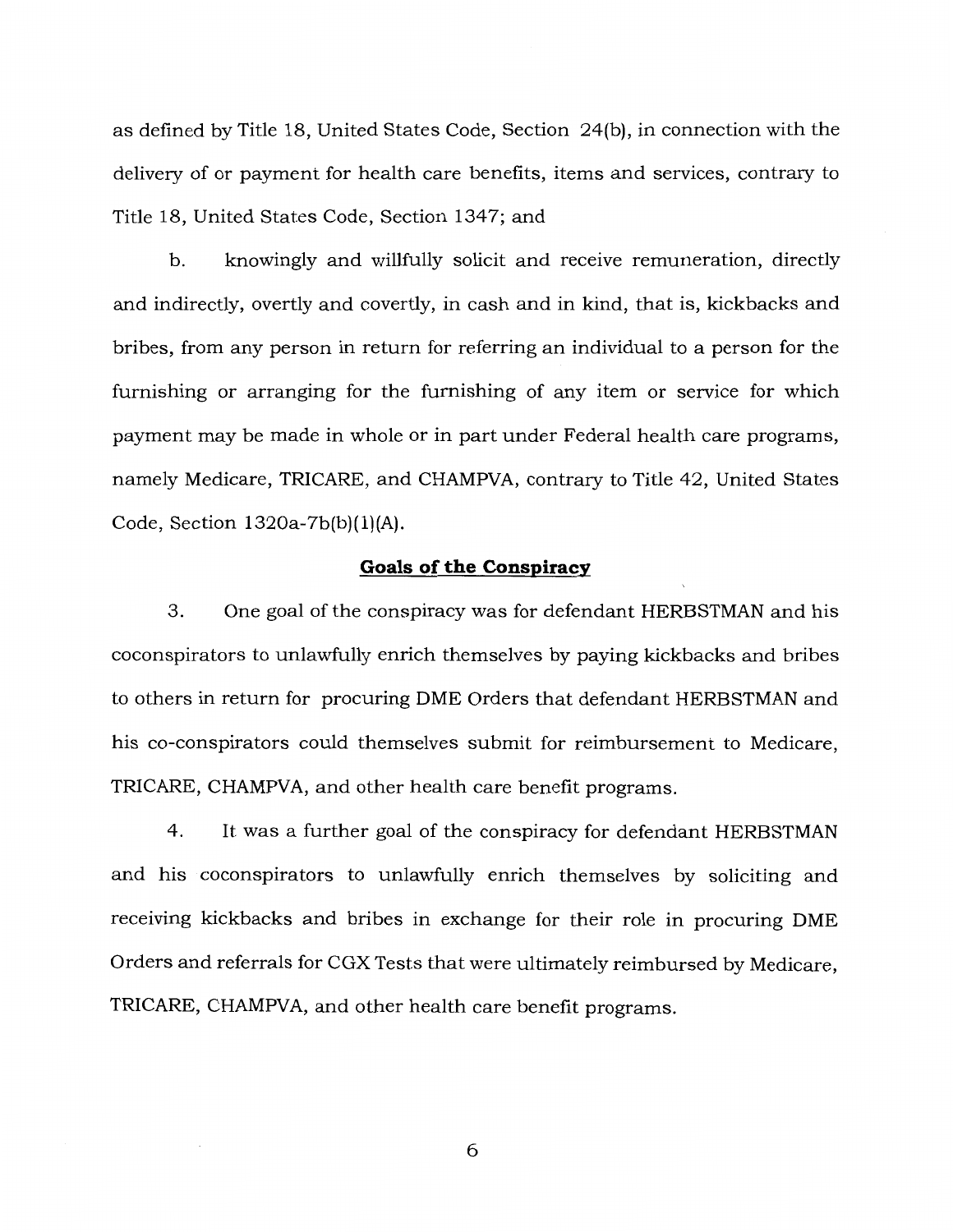as defined by Title 18, United States Code, Section 24(b), in connection with the delivery of or payment for health care benefits, items and services, contrary to Title 18, United States Code, Section 1347; and

b. knowingly and willfully solicit and receive remuneration, directly and indirectly, overtly and covertly, in cash and in kind, that is, kickbacks and bribes, from any person in return for referring an individual to a person for the furnishing or arranging for the furnishing of any item or service for which payment may be made in whole or in part under Federal health care programs, namely Medicare, TRICARE, and CHAMPVA, contrary to Title 42, United States Code, Section 1320a-7b(b)(1)(A).

## **Goals of the Conspiracy**

3. One goal of the conspiracy was for defendant HERBSTMAN and his coconspirators to unlawfully enrich themselves by paying kickbacks and bribes to others in return for procuring DME Orders that defendant HERBSTMAN and his co-conspirators could themselves submit for reimbursement to Medicare, TRICARE, CHAMPVA, and other health care benefit programs.

4. It was a further goal of the conspiracy for defendant HERBSTMAN and his coconspirators to unlawfully enrich themselves by soliciting and receiving kickbacks and bribes in exchange for their role in procuring DME Orders and referrals for CGX Tests that were ultimately reimbursed by Medicare, TRICARE, CHAMPVA, and other health care benefit programs.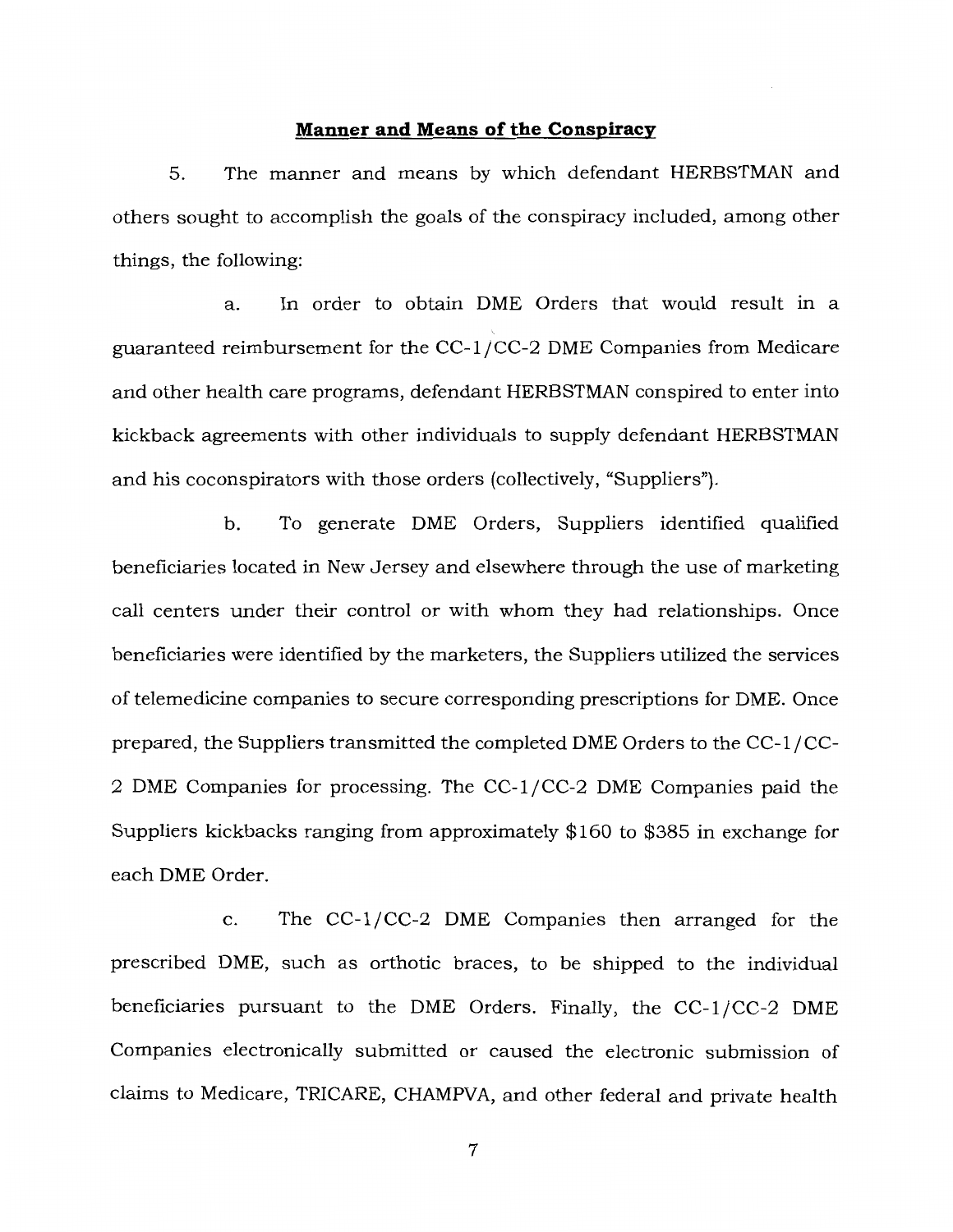**Manner and Means of the Conspiracy**

5. The manner and means by which defendant HERBSTMAN and others sought to accomplish the goals of the conspiracy included, among other things, the following:

a. In order to obtain DME Orders that would result in a guaranteed reimbursement for the CC-1/CC-2 DME Companies from Medicare and other health care programs, defendant HERBSTMAN conspired to enter into kickback agreements with other individuals to supply defendant HERBSTMAN and his coconspirators with those orders (collectively, "Suppliers").

b. To generate DME Orders, Suppliers identified qualified beneficiaries located in New Jersey and elsewhere through the use of marketing call centers under their control or with whom they had relationships. Once beneficiaries were identified by the marketers, the Suppliers utilized the services of telemedicine companies to secure corresponding prescriptions for DME. Once prepared, the Suppliers transmitted the completed DME Orders to the CC-1/CC-2 DME Companies for processing. The CC-1/CC-2 DME Companies paid the Suppliers kickbacks ranging from approximately $160 to $385 in exchange for each DME Order.

c. The CC-1/CC-2 DME Companies then arranged for the prescribed DME, such as orthotic braces, to be shipped to the individual beneficiaries pursuant to the DME Orders. Finally, the CC-1/CC-2 DME Companies electronically submitted or caused the electronic submission of claims to Medicare, TRICARE, CHAMPVA, and other federal and private health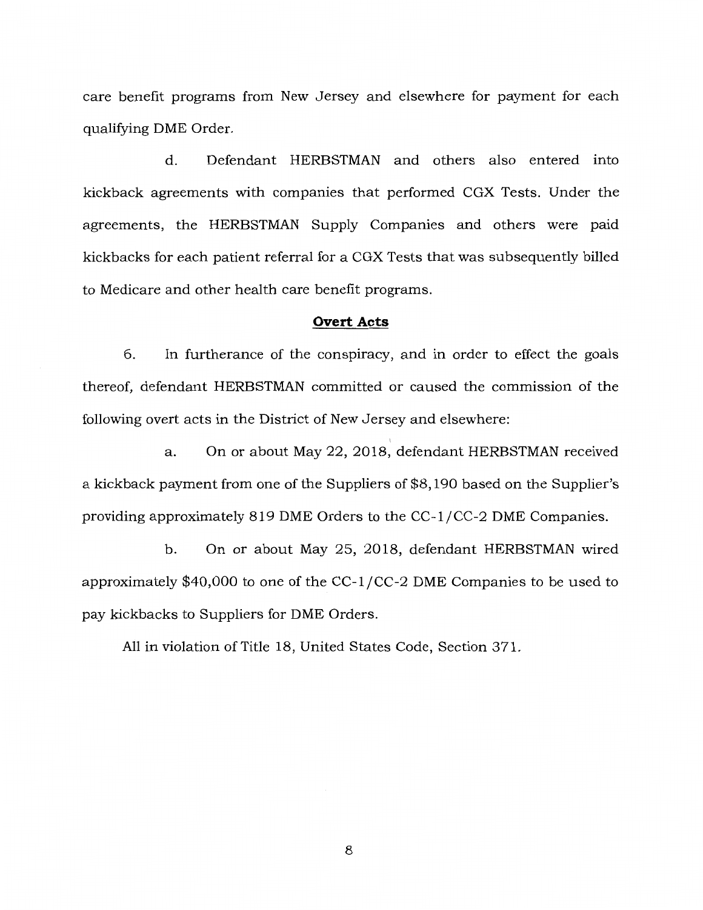care benefit programs from New Jersey and elsewhere for payment for each qualifying DME Order.

d. Defendant HERBSTMAN and others also entered into kickback agreements with companies that performed CGX Tests. Under the agreements, the HERBSTMAN Supply Companies and others were paid kickbacks for each patient referral for a CGX Tests that was subsequently billed to Medicare and other health care benefit programs.

## **Overt Acts**

6. In furtherance of the conspiracy, and in order to effect the goals thereof, defendant HERBSTMAN committed or caused the commission of the following overt acts in the District of New Jersey and elsewhere:

a. On or about May 22, 2018, defendant HERBSTMAN received a kickback payment from one of the Suppliers of $8,190 based on the Supplier's providing approximately 819 DME Orders to the CC-1/CC-2 DME Companies.

b. On or about May 25, 2018, defendant HERBSTMAN wired approximately $40,000 to one of the CC-1/CC-2 DME Companies to be used to pay kickbacks to Suppliers for DME Orders.

All in violation of Title 18, United States Code, Section 371.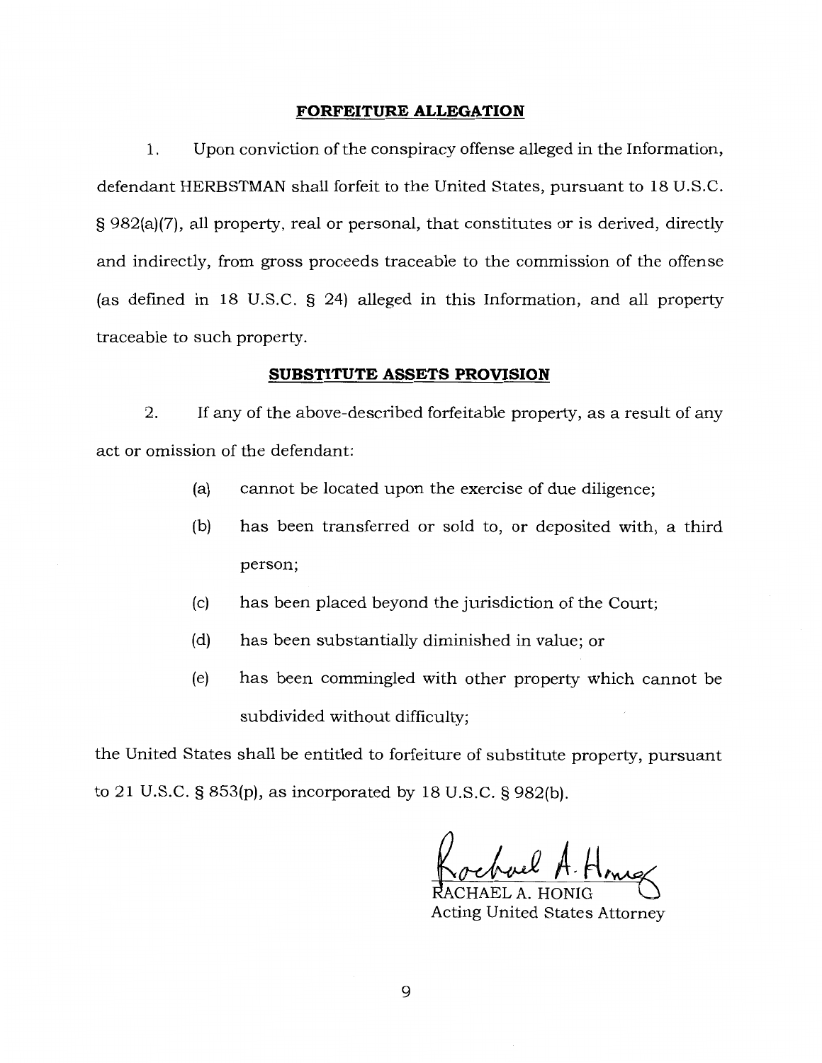## FORFEITURE ALLEGATION

1. Upon conviction of the conspiracy offense alleged in the Information, defendant HERBSTMAN shall forfeit to the United States, pursuant to 18 U.S.C. § 982(a)(7), all property, real or personal, that constitutes or is derived, directly and indirectly, from gross proceeds traceable to the commission of the offense (as defined in 18 U.S.C. § 24) alleged in this Information, and all property traceable to such property.

## SUBSTITUTE ASSETS PROVISION

2. If any of the above-described forfeitable property, as a result of any act or omission of the defendant:

(a) cannot be located upon the exercise of due diligence;

(b) has been transferred or sold to, or deposited with, a third person;

(c) has been placed beyond the jurisdiction of the Court;

(d) has been substantially diminished in value; or

(e) has been commingled with other property which cannot be subdivided without difficulty;

the United States shall be entitled to forfeiture of substitute property, pursuant to 21 U.S.C. § 853(p), as incorporated by 18 U.S.C. § 982(b).

Rachael A. Honig

RACHAEL A. HONIG
Acting United States Attorney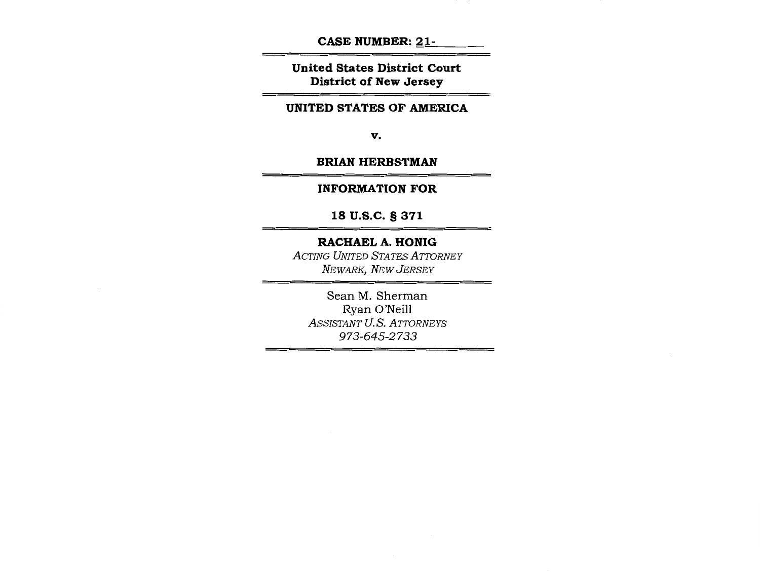**CASE NUMBER: 21-\_\_\_\_\_\_**

**United States District Court**
**District of New Jersey**

**UNITED STATES OF AMERICA**

**v.**

**BRIAN HERBSTMAN**

**INFORMATION FOR**

**18 U.S.C. § 371**

**RACHAEL A. HONIG**
*ACTING UNITED STATES ATTORNEY*
*NEWARK, NEW JERSEY*

Sean M. Sherman
Ryan O'Neill
*ASSISTANT U.S. ATTORNEYS*
*973-645-2733*